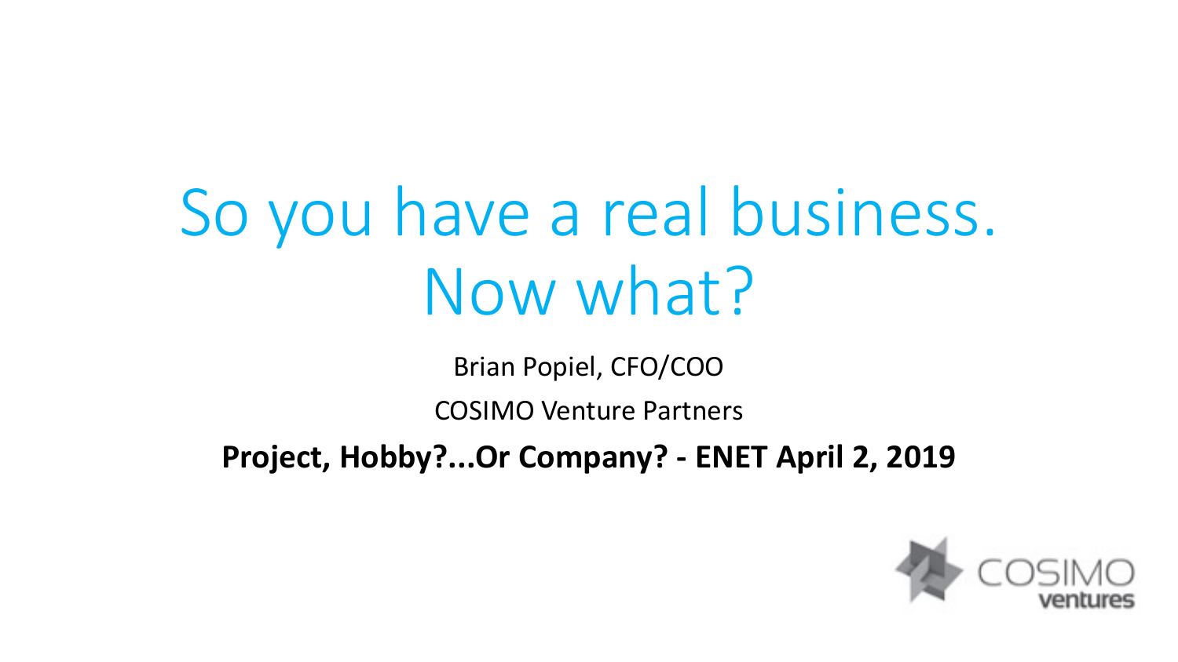# So you have a real business. Now what?

Brian Popiel, CFO/COO

COSIMO Venture Partners

**Project, Hobby?...Or Company? - ENET April 2, 2019**

COSIMO ventures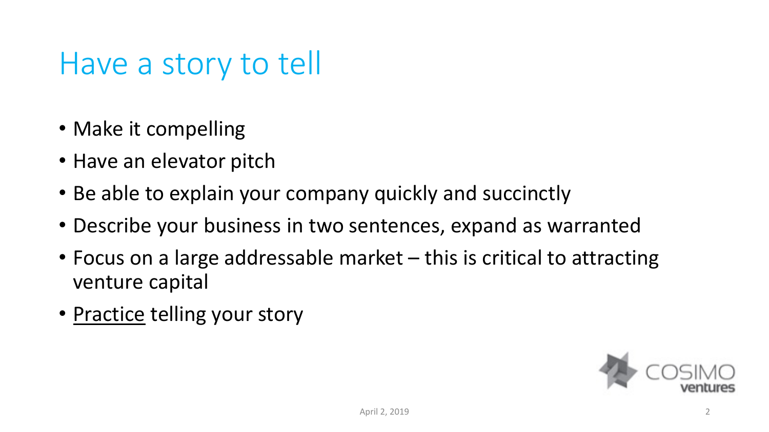# Have a story to tell

- Make it compelling
- Have an elevator pitch
- Be able to explain your company quickly and succinctly
- Describe your business in two sentences, expand as warranted
- Focus on a large addressable market – this is critical to attracting venture capital
- <u>Practice</u> telling your story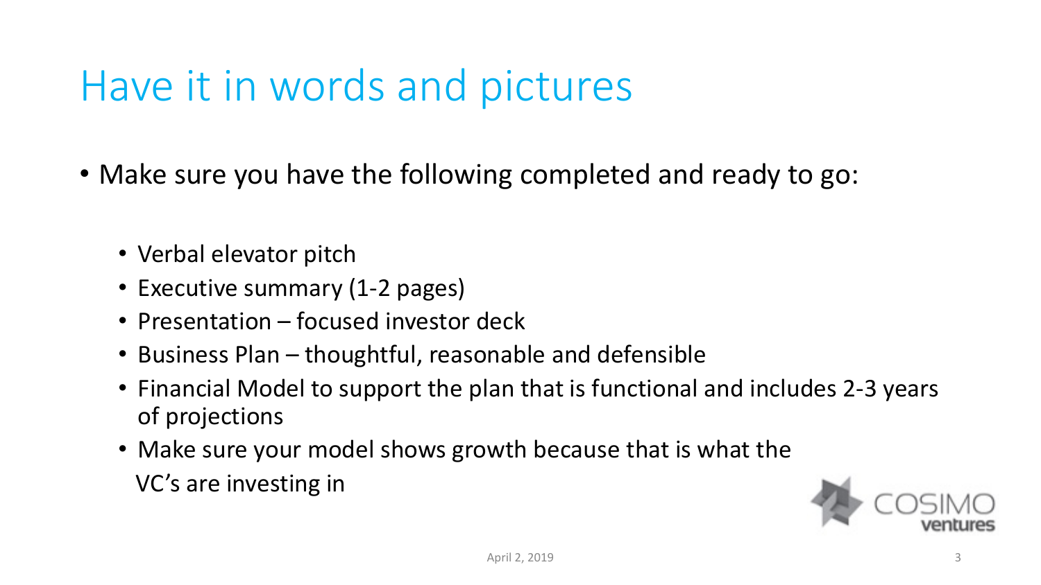# Have it in words and pictures

- Make sure you have the following completed and ready to go:
  - Verbal elevator pitch
  - Executive summary (1-2 pages)
  - Presentation – focused investor deck
  - Business Plan – thoughtful, reasonable and defensible
  - Financial Model to support the plan that is functional and includes 2-3 years of projections
  - Make sure your model shows growth because that is what the VC's are investing in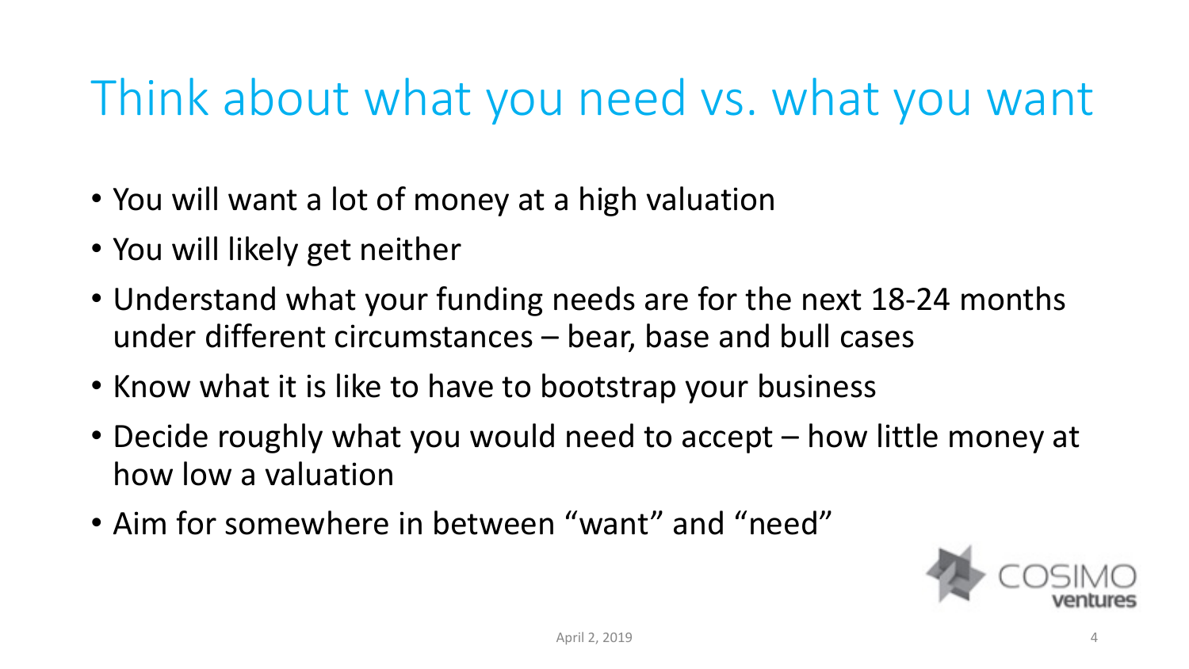# Think about what you need vs. what you want

- You will want a lot of money at a high valuation
- You will likely get neither
- Understand what your funding needs are for the next 18-24 months under different circumstances – bear, base and bull cases
- Know what it is like to have to bootstrap your business
- Decide roughly what you would need to accept – how little money at how low a valuation
- Aim for somewhere in between "want" and "need"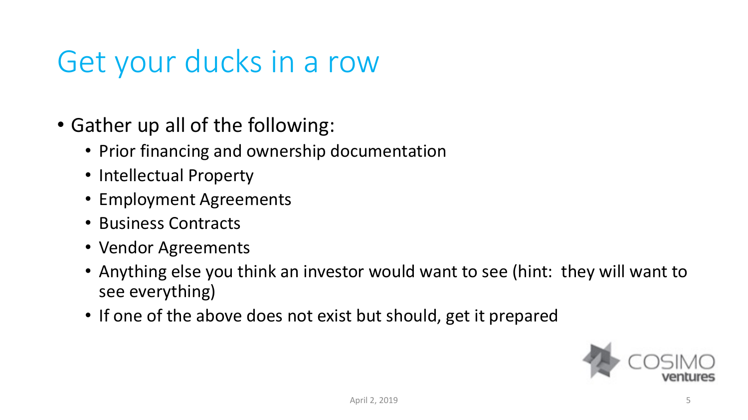# Get your ducks in a row

- Gather up all of the following:
  - Prior financing and ownership documentation
  - Intellectual Property
  - Employment Agreements
  - Business Contracts
  - Vendor Agreements
  - Anything else you think an investor would want to see (hint: they will want to see everything)
  - If one of the above does not exist but should, get it prepared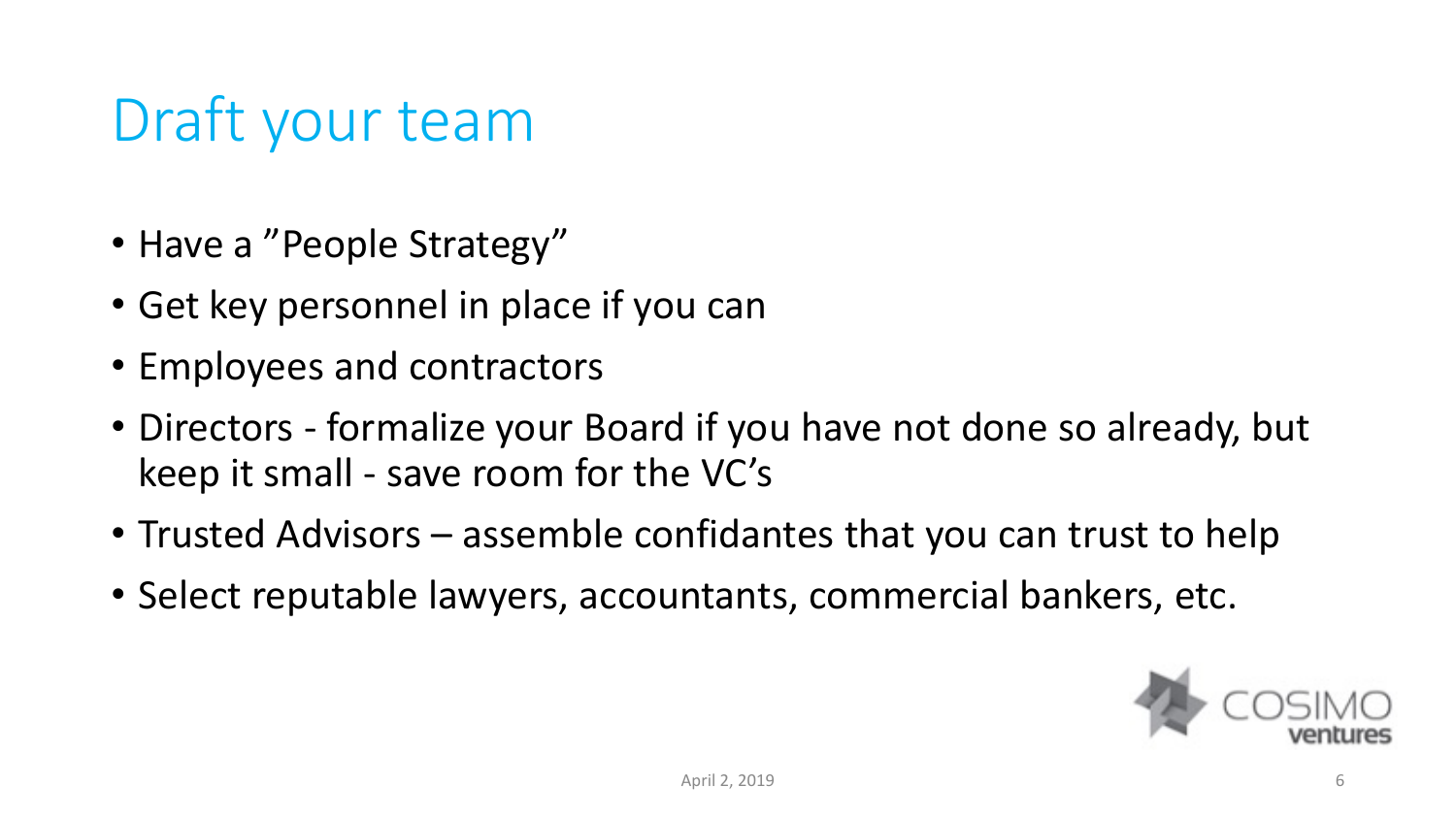# Draft your team

- Have a ”People Strategy”
- Get key personnel in place if you can
- Employees and contractors
- Directors - formalize your Board if you have not done so already, but keep it small - save room for the VC’s
- Trusted Advisors – assemble confidantes that you can trust to help
- Select reputable lawyers, accountants, commercial bankers, etc.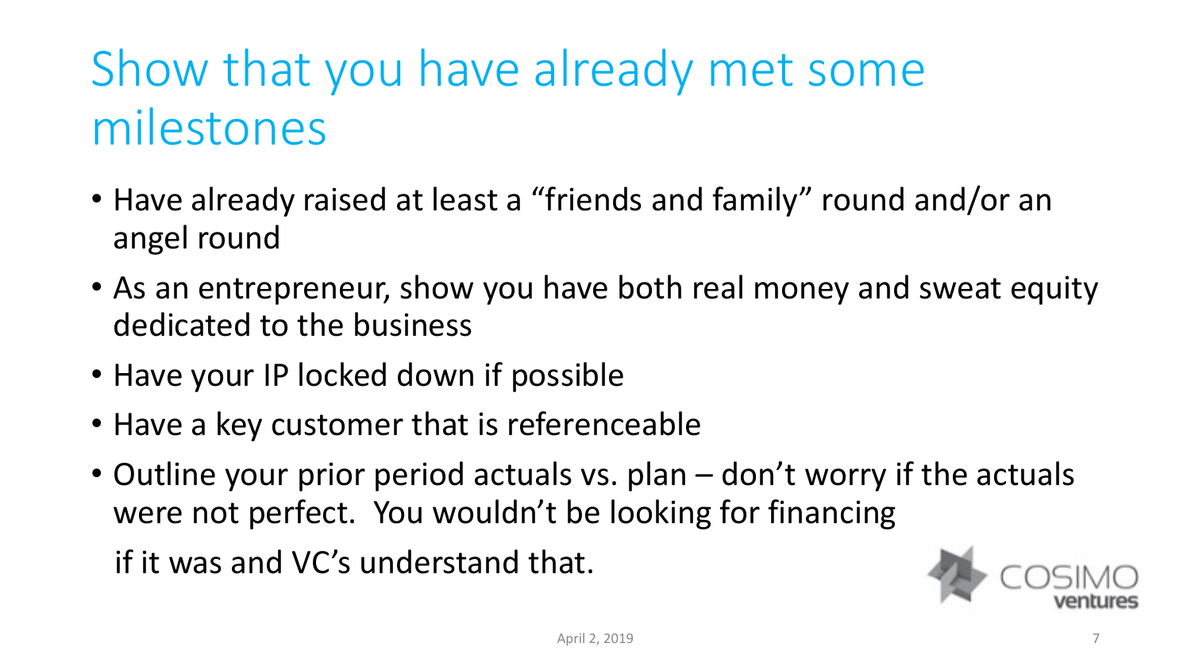# Show that you have already met some milestones

- Have already raised at least a "friends and family" round and/or an angel round
- As an entrepreneur, show you have both real money and sweat equity dedicated to the business
- Have your IP locked down if possible
- Have a key customer that is referenceable
- Outline your prior period actuals vs. plan – don't worry if the actuals were not perfect. You wouldn't be looking for financing if it was and VC's understand that.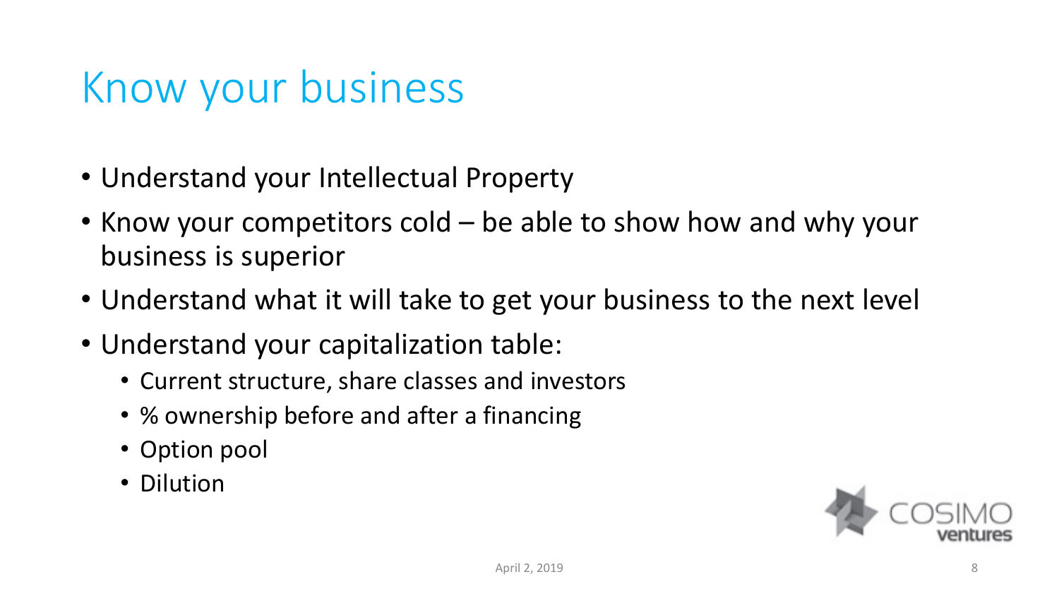# Know your business

- Understand your Intellectual Property
- Know your competitors cold – be able to show how and why your business is superior
- Understand what it will take to get your business to the next level
- Understand your capitalization table:
  - Current structure, share classes and investors
  - % ownership before and after a financing
  - Option pool
  - Dilution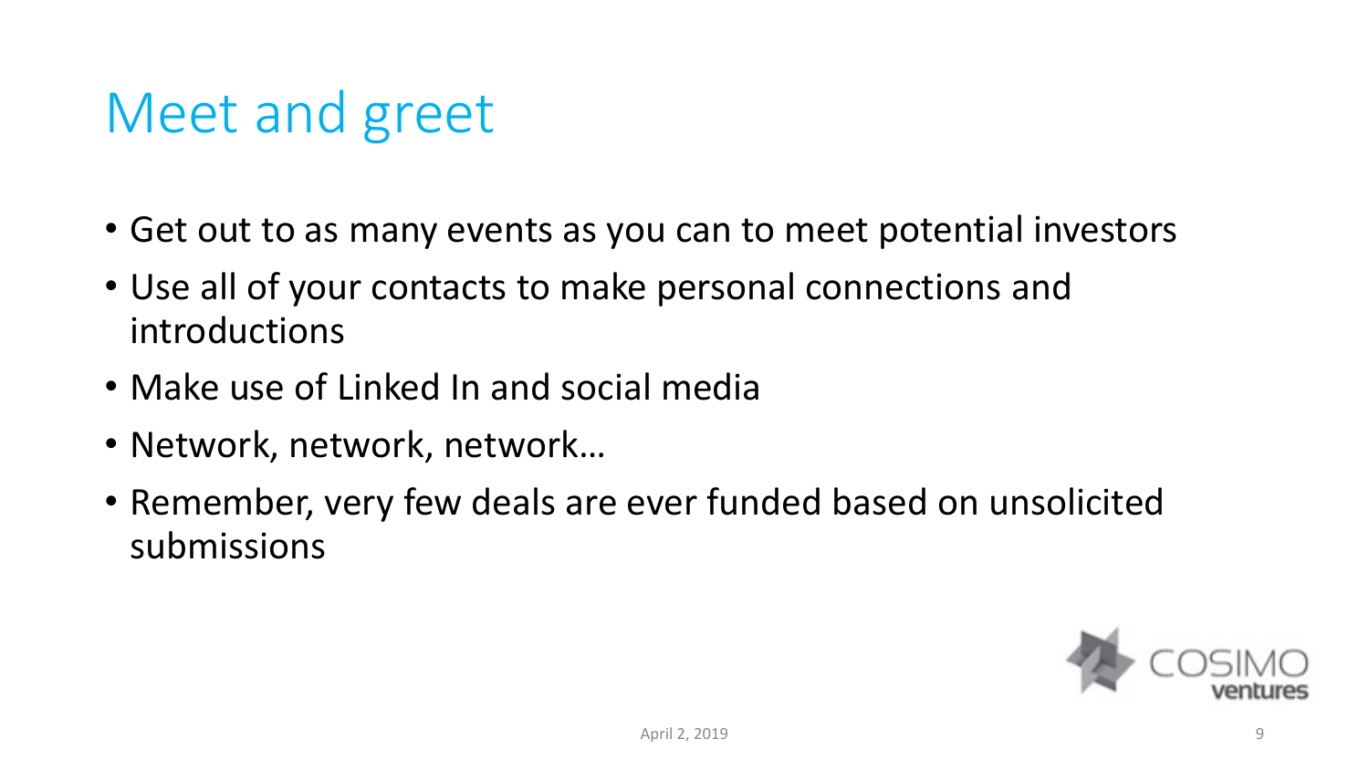# Meet and greet

- Get out to as many events as you can to meet potential investors
- Use all of your contacts to make personal connections and introductions
- Make use of Linked In and social media
- Network, network, network…
- Remember, very few deals are ever funded based on unsolicited submissions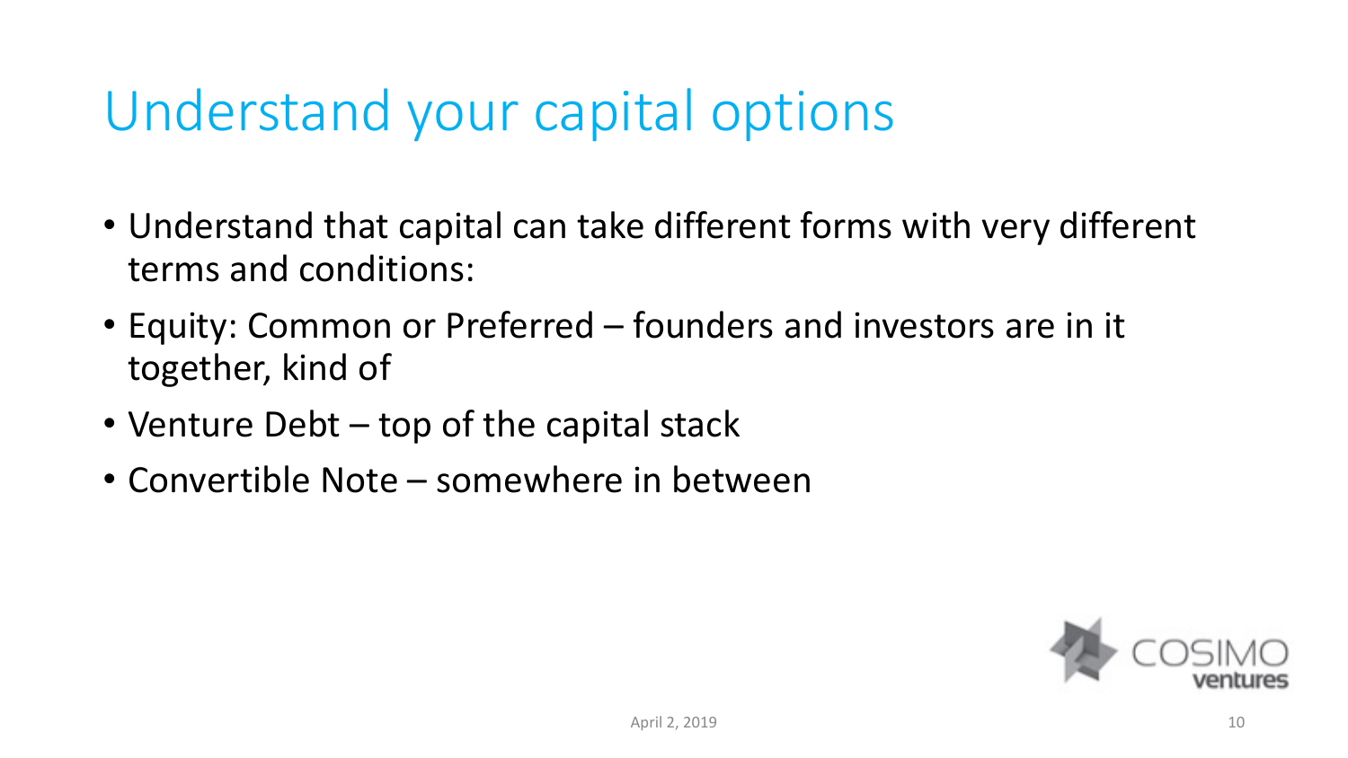# Understand your capital options

- Understand that capital can take different forms with very different terms and conditions:
- Equity: Common or Preferred – founders and investors are in it together, kind of
- Venture Debt – top of the capital stack
- Convertible Note – somewhere in between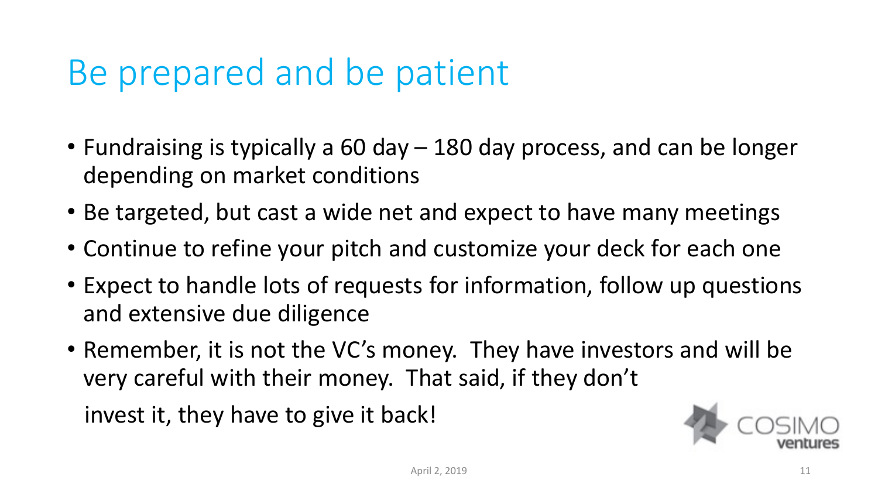# Be prepared and be patient

- Fundraising is typically a 60 day – 180 day process, and can be longer depending on market conditions
- Be targeted, but cast a wide net and expect to have many meetings
- Continue to refine your pitch and customize your deck for each one
- Expect to handle lots of requests for information, follow up questions and extensive due diligence
- Remember, it is not the VC's money. They have investors and will be very careful with their money. That said, if they don't invest it, they have to give it back!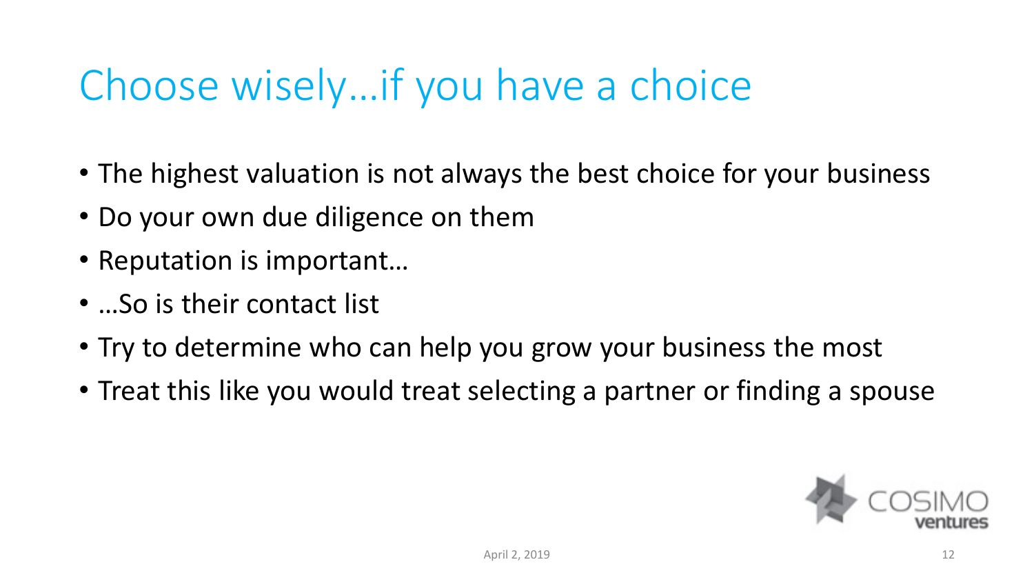# Choose wisely…if you have a choice

- The highest valuation is not always the best choice for your business
- Do your own due diligence on them
- Reputation is important…
- …So is their contact list
- Try to determine who can help you grow your business the most
- Treat this like you would treat selecting a partner or finding a spouse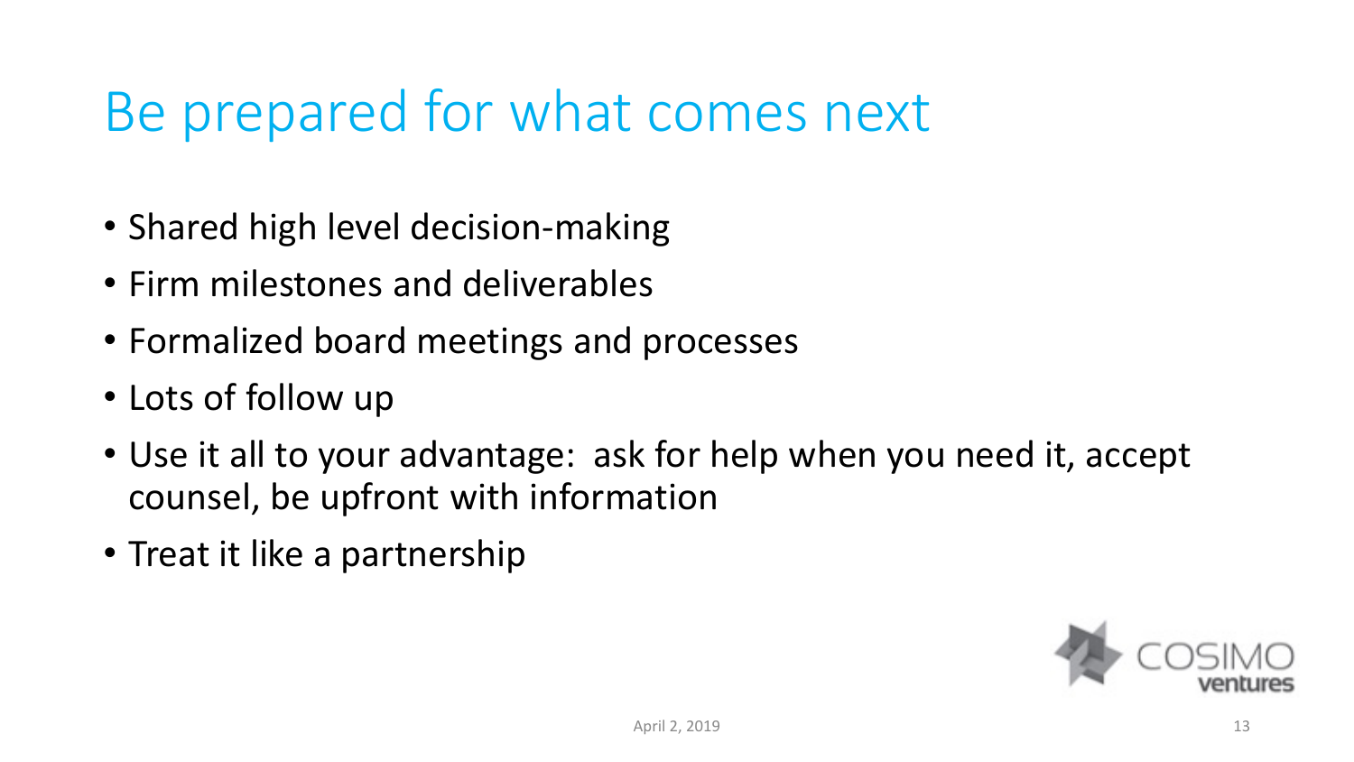# Be prepared for what comes next

- Shared high level decision-making
- Firm milestones and deliverables
- Formalized board meetings and processes
- Lots of follow up
- Use it all to your advantage: ask for help when you need it, accept counsel, be upfront with information
- Treat it like a partnership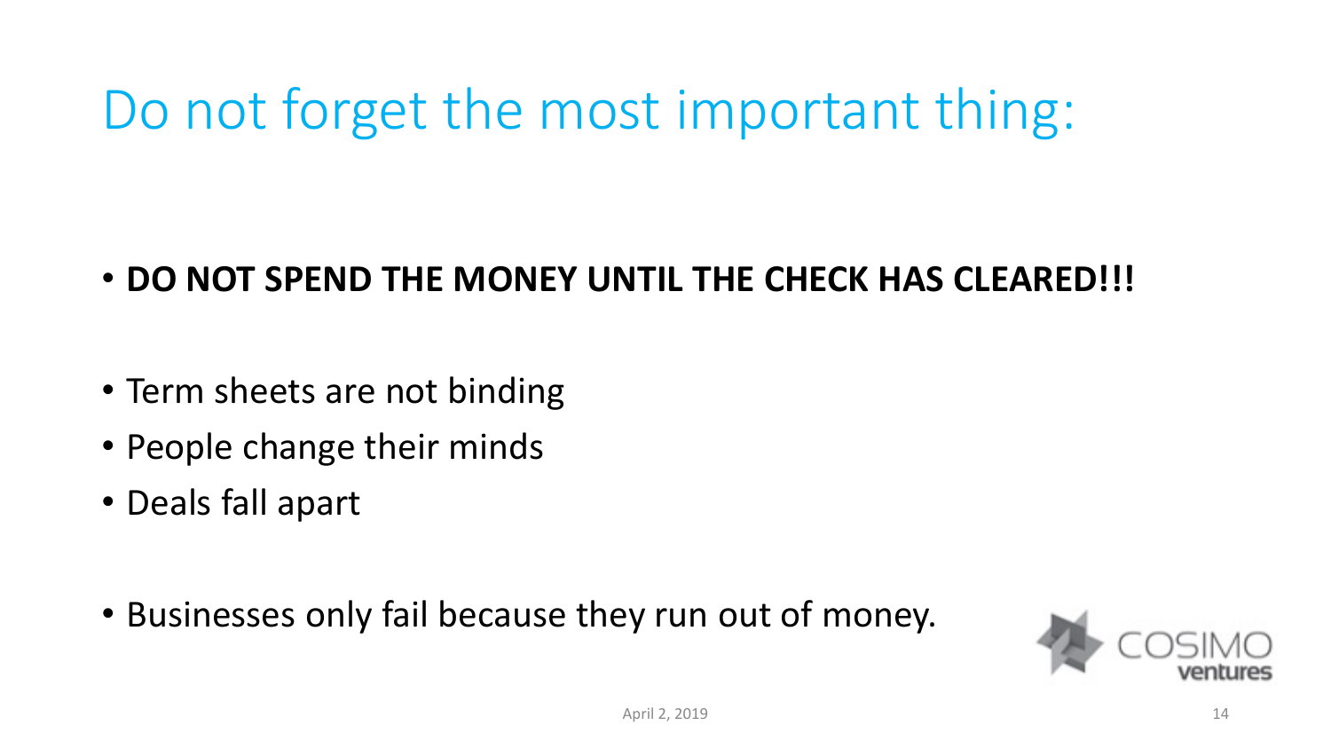# Do not forget the most important thing:

- **DO NOT SPEND THE MONEY UNTIL THE CHECK HAS CLEARED!!!**

- Term sheets are not binding
- People change their minds
- Deals fall apart

- Businesses only fail because they run out of money.

COSIMO ventures

April 2, 2019